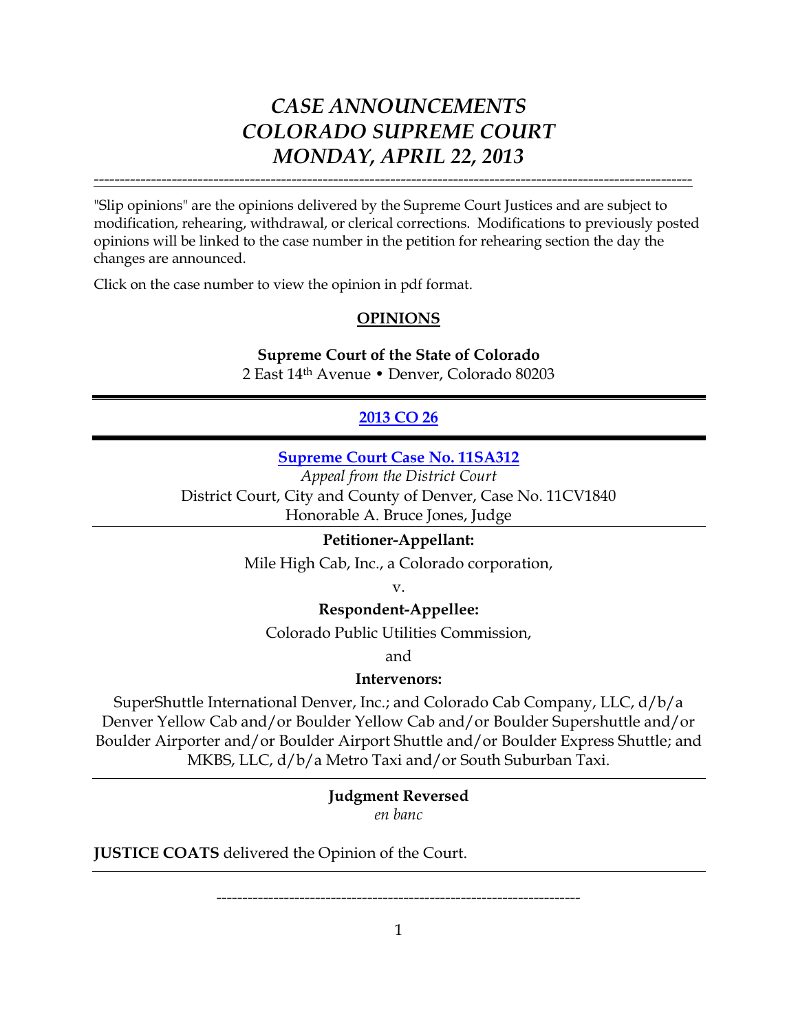# *CASE ANNOUNCEMENTS*
# *COLORADO SUPREME COURT*
# *MONDAY, APRIL 22, 2013*

---

"Slip opinions" are the opinions delivered by the Supreme Court Justices and are subject to modification, rehearing, withdrawal, or clerical corrections. Modifications to previously posted opinions will be linked to the case number in the petition for rehearing section the day the changes are announced.

Click on the case number to view the opinion in pdf format.

## OPINIONS

**Supreme Court of the State of Colorado**
2 East 14th Avenue • Denver, Colorado 80203

---

**2013 CO 26**

---

**Supreme Court Case No. 11SA312**
*Appeal from the District Court*
District Court, City and County of Denver, Case No. 11CV1840
Honorable A. Bruce Jones, Judge

---

**Petitioner-Appellant:**

Mile High Cab, Inc., a Colorado corporation,

v.

**Respondent-Appellee:**

Colorado Public Utilities Commission,

and

**Intervenors:**

SuperShuttle International Denver, Inc.; and Colorado Cab Company, LLC, d/b/a Denver Yellow Cab and/or Boulder Yellow Cab and/or Boulder Supershuttle and/or Boulder Airporter and/or Boulder Airport Shuttle and/or Boulder Express Shuttle; and MKBS, LLC, d/b/a Metro Taxi and/or South Suburban Taxi.

---

**Judgment Reversed**
*en banc*

**JUSTICE COATS** delivered the Opinion of the Court.

---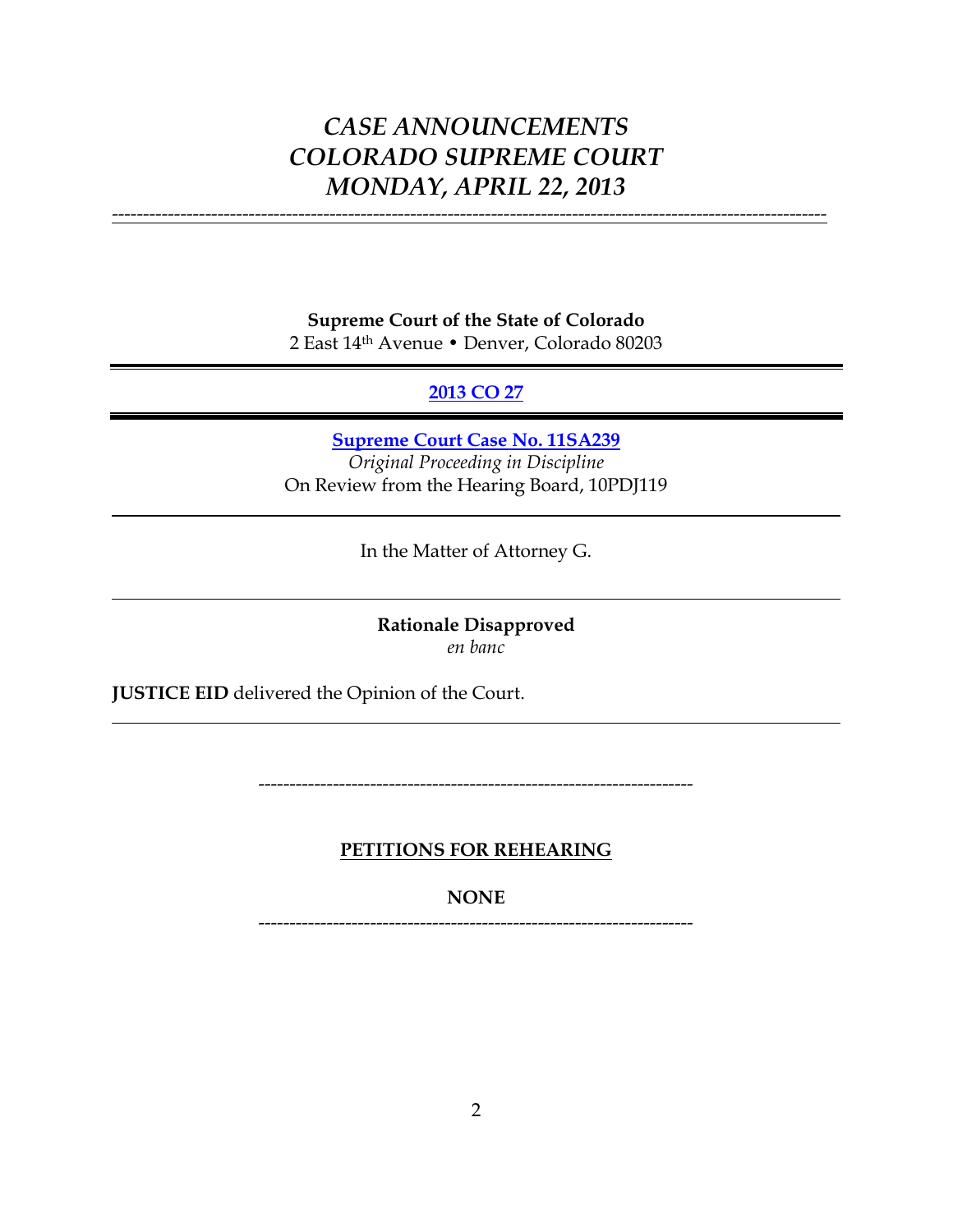# *CASE ANNOUNCEMENTS*
# *COLORADO SUPREME COURT*
# *MONDAY, APRIL 22, 2013*

---

**Supreme Court of the State of Colorado**
2 East 14th Avenue • Denver, Colorado 80203

---

**[2013 CO 27]**

---

**[Supreme Court Case No. 11SA239]**
*Original Proceeding in Discipline*
On Review from the Hearing Board, 10PDJ119

---

In the Matter of Attorney G.

---

**Rationale Disapproved**
*en banc*

**JUSTICE EID** delivered the Opinion of the Court.

---

---

**PETITIONS FOR REHEARING**

**NONE**

---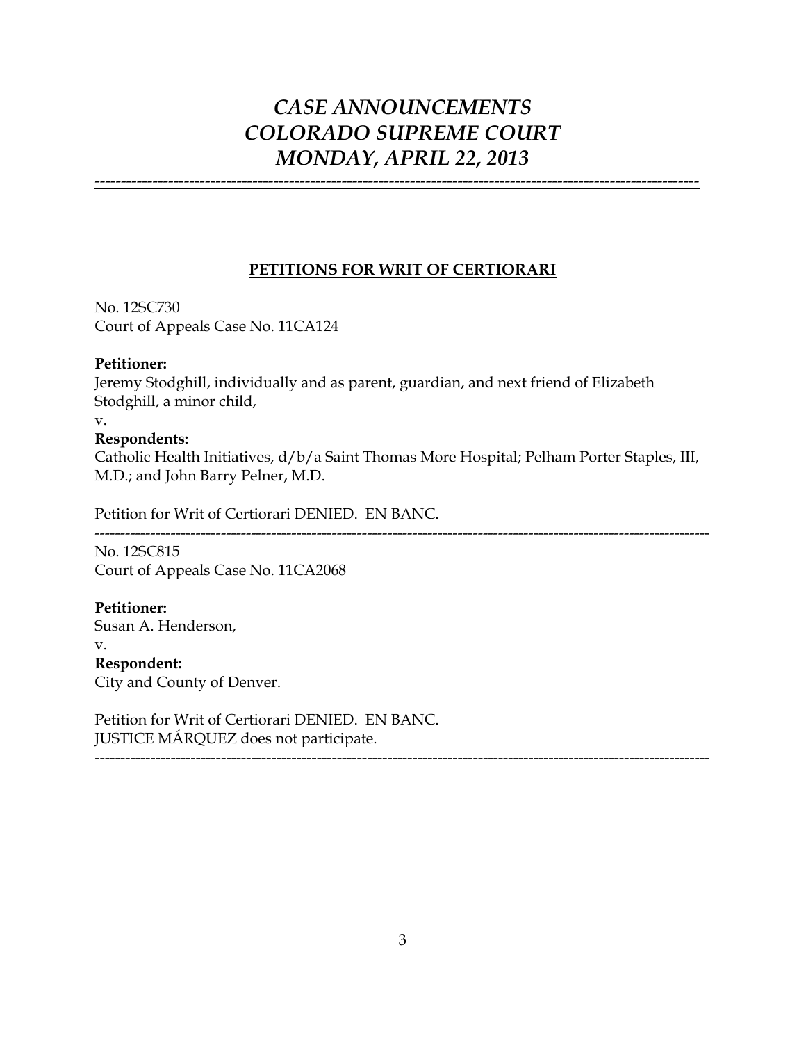# *CASE ANNOUNCEMENTS COLORADO SUPREME COURT MONDAY, APRIL 22, 2013*

---

## PETITIONS FOR WRIT OF CERTIORARI

No. 12SC730
Court of Appeals Case No. 11CA124

**Petitioner:**
Jeremy Stodghill, individually and as parent, guardian, and next friend of Elizabeth Stodghill, a minor child,
v.
**Respondents:**
Catholic Health Initiatives, d/b/a Saint Thomas More Hospital; Pelham Porter Staples, III, M.D.; and John Barry Pelner, M.D.

Petition for Writ of Certiorari DENIED. EN BANC.

---

No. 12SC815
Court of Appeals Case No. 11CA2068

**Petitioner:**
Susan A. Henderson,
v.
**Respondent:**
City and County of Denver.

Petition for Writ of Certiorari DENIED. EN BANC.
JUSTICE MÁRQUEZ does not participate.

---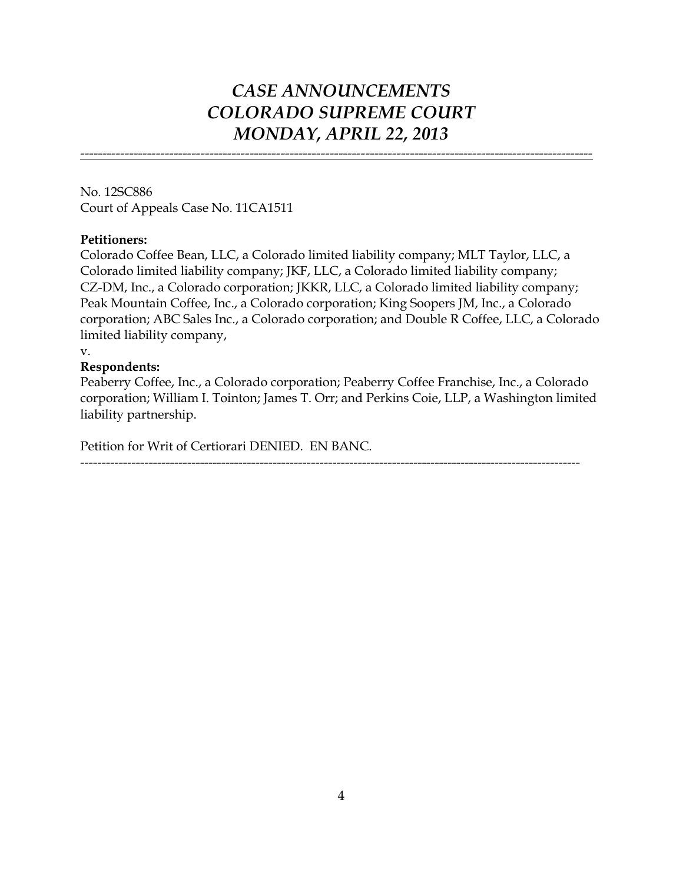# *CASE ANNOUNCEMENTS*
# *COLORADO SUPREME COURT*
# *MONDAY, APRIL 22, 2013*

---

No. 12SC886
Court of Appeals Case No. 11CA1511

**Petitioners:**
Colorado Coffee Bean, LLC, a Colorado limited liability company; MLT Taylor, LLC, a Colorado limited liability company; JKF, LLC, a Colorado limited liability company; CZ-DM, Inc., a Colorado corporation; JKKR, LLC, a Colorado limited liability company; Peak Mountain Coffee, Inc., a Colorado corporation; King Soopers JM, Inc., a Colorado corporation; ABC Sales Inc., a Colorado corporation; and Double R Coffee, LLC, a Colorado limited liability company,

v.

**Respondents:**
Peaberry Coffee, Inc., a Colorado corporation; Peaberry Coffee Franchise, Inc., a Colorado corporation; William I. Tointon; James T. Orr; and Perkins Coie, LLP, a Washington limited liability partnership.

Petition for Writ of Certiorari DENIED. EN BANC.

---